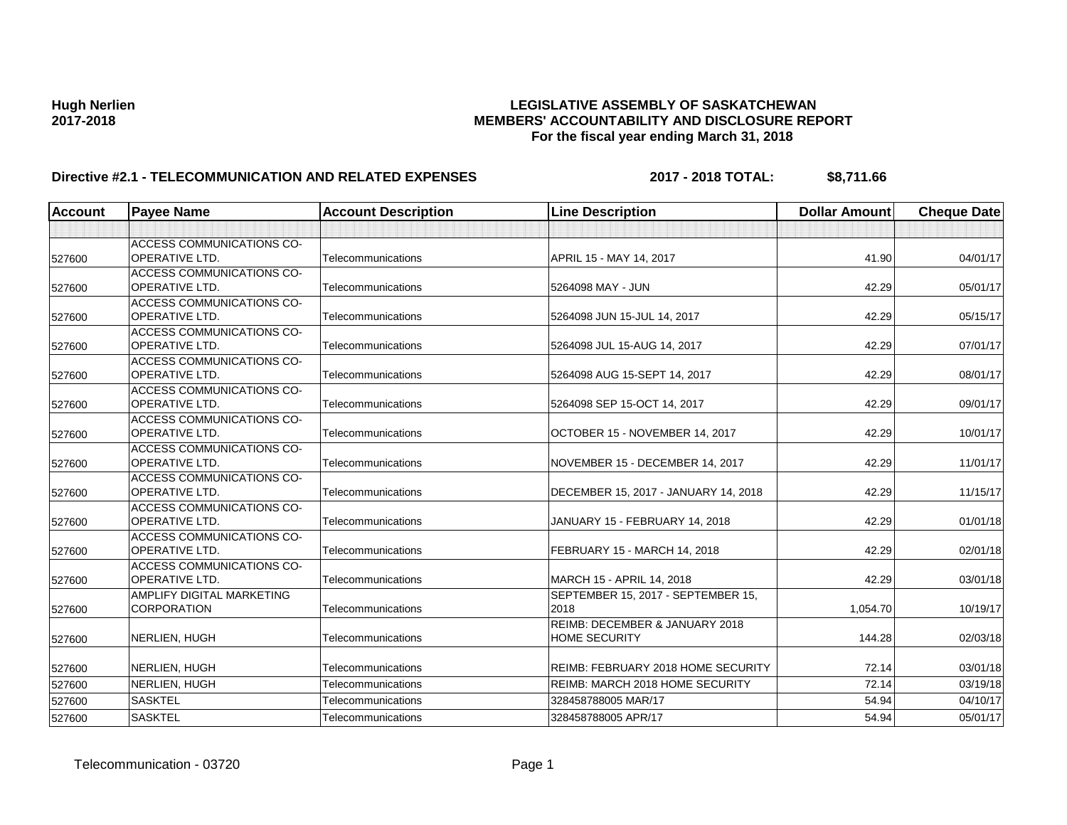**Hugh Nerlien**
**2017-2018**

**LEGISLATIVE ASSEMBLY OF SASKATCHEWAN**
**MEMBERS' ACCOUNTABILITY AND DISCLOSURE REPORT**
**For the fiscal year ending March 31, 2018**

**Directive #2.1 - TELECOMMUNICATION AND RELATED EXPENSES** **2017 - 2018 TOTAL: $8,711.66**

| Account | Payee Name | Account Description | Line Description | Dollar Amount | Cheque Date |
|---|---|---|---|---|---|
| | | | | | |
| 527600 | ACCESS COMMUNICATIONS CO-OPERATIVE LTD. | Telecommunications | APRIL 15 - MAY 14, 2017 | 41.90 | 04/01/17 |
| 527600 | ACCESS COMMUNICATIONS CO-OPERATIVE LTD. | Telecommunications | 5264098 MAY - JUN | 42.29 | 05/01/17 |
| 527600 | ACCESS COMMUNICATIONS CO-OPERATIVE LTD. | Telecommunications | 5264098 JUN 15-JUL 14, 2017 | 42.29 | 05/15/17 |
| 527600 | ACCESS COMMUNICATIONS CO-OPERATIVE LTD. | Telecommunications | 5264098 JUL 15-AUG 14, 2017 | 42.29 | 07/01/17 |
| 527600 | ACCESS COMMUNICATIONS CO-OPERATIVE LTD. | Telecommunications | 5264098 AUG 15-SEPT 14, 2017 | 42.29 | 08/01/17 |
| 527600 | ACCESS COMMUNICATIONS CO-OPERATIVE LTD. | Telecommunications | 5264098 SEP 15-OCT 14, 2017 | 42.29 | 09/01/17 |
| 527600 | ACCESS COMMUNICATIONS CO-OPERATIVE LTD. | Telecommunications | OCTOBER 15 - NOVEMBER 14, 2017 | 42.29 | 10/01/17 |
| 527600 | ACCESS COMMUNICATIONS CO-OPERATIVE LTD. | Telecommunications | NOVEMBER 15 - DECEMBER 14, 2017 | 42.29 | 11/01/17 |
| 527600 | ACCESS COMMUNICATIONS CO-OPERATIVE LTD. | Telecommunications | DECEMBER 15, 2017 - JANUARY 14, 2018 | 42.29 | 11/15/17 |
| 527600 | ACCESS COMMUNICATIONS CO-OPERATIVE LTD. | Telecommunications | JANUARY 15 - FEBRUARY 14, 2018 | 42.29 | 01/01/18 |
| 527600 | ACCESS COMMUNICATIONS CO-OPERATIVE LTD. | Telecommunications | FEBRUARY 15 - MARCH 14, 2018 | 42.29 | 02/01/18 |
| 527600 | ACCESS COMMUNICATIONS CO-OPERATIVE LTD. | Telecommunications | MARCH 15 - APRIL 14, 2018 | 42.29 | 03/01/18 |
| 527600 | AMPLIFY DIGITAL MARKETING CORPORATION | Telecommunications | SEPTEMBER 15, 2017 - SEPTEMBER 15, 2018 | 1,054.70 | 10/19/17 |
| 527600 | NERLIEN, HUGH | Telecommunications | REIMB: DECEMBER & JANUARY 2018 HOME SECURITY | 144.28 | 02/03/18 |
| 527600 | NERLIEN, HUGH | Telecommunications | REIMB: FEBRUARY 2018 HOME SECURITY | 72.14 | 03/01/18 |
| 527600 | NERLIEN, HUGH | Telecommunications | REIMB: MARCH 2018 HOME SECURITY | 72.14 | 03/19/18 |
| 527600 | SASKTEL | Telecommunications | 328458788005 MAR/17 | 54.94 | 04/10/17 |
| 527600 | SASKTEL | Telecommunications | 328458788005 APR/17 | 54.94 | 05/01/17 |

Telecommunication - 03720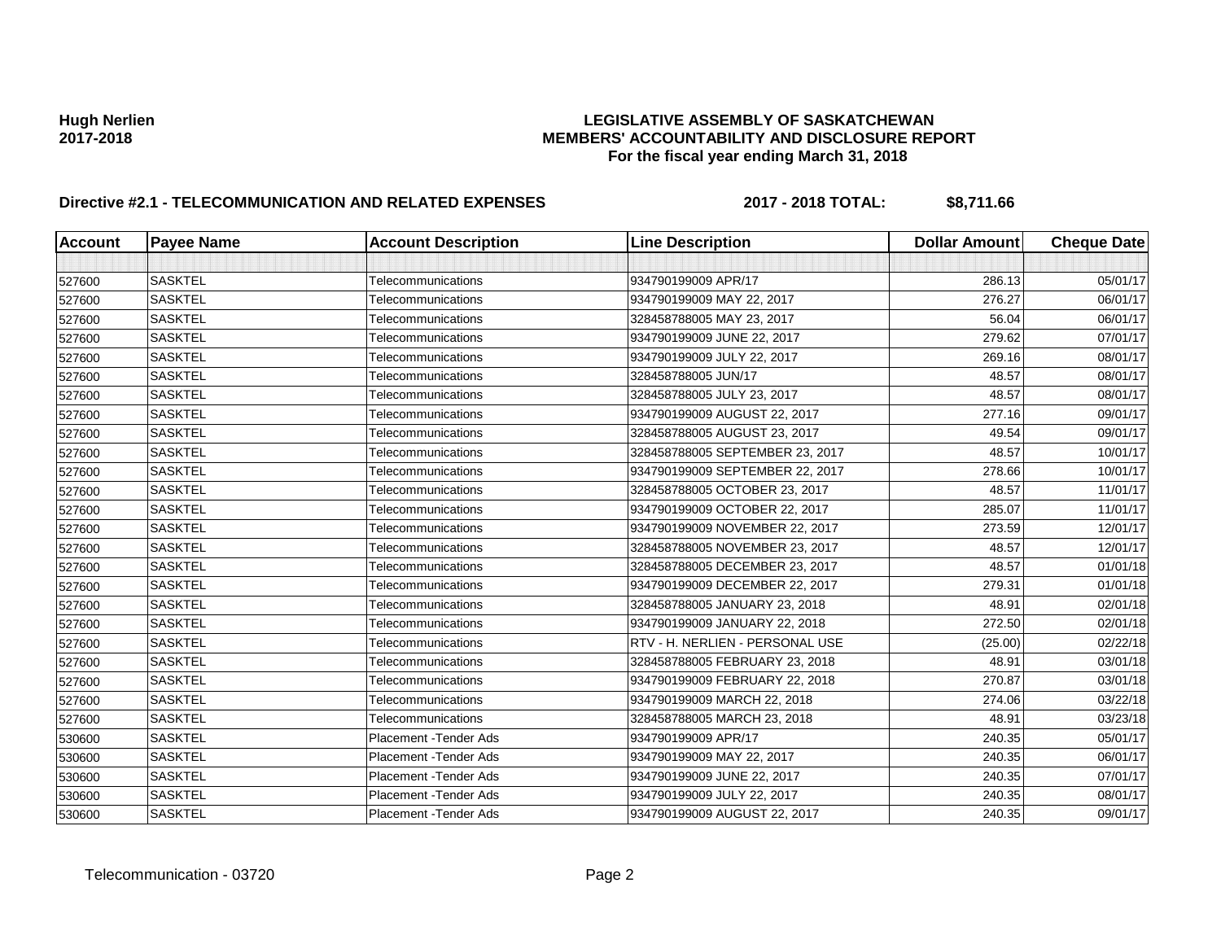**Hugh Nerlien**
**2017-2018**

**LEGISLATIVE ASSEMBLY OF SASKATCHEWAN**
**MEMBERS' ACCOUNTABILITY AND DISCLOSURE REPORT**
**For the fiscal year ending March 31, 2018**

**Directive #2.1 - TELECOMMUNICATION AND RELATED EXPENSES** **2017 - 2018 TOTAL: $8,711.66**

| Account | Payee Name | Account Description | Line Description | Dollar Amount | Cheque Date |
|---|---|---|---|---|---|
| | | | | | |
| 527600 | SASKTEL | Telecommunications | 934790199009 APR/17 | 286.13 | 05/01/17 |
| 527600 | SASKTEL | Telecommunications | 934790199009 MAY 22, 2017 | 276.27 | 06/01/17 |
| 527600 | SASKTEL | Telecommunications | 328458788005 MAY 23, 2017 | 56.04 | 06/01/17 |
| 527600 | SASKTEL | Telecommunications | 934790199009 JUNE 22, 2017 | 279.62 | 07/01/17 |
| 527600 | SASKTEL | Telecommunications | 934790199009 JULY 22, 2017 | 269.16 | 08/01/17 |
| 527600 | SASKTEL | Telecommunications | 328458788005 JUN/17 | 48.57 | 08/01/17 |
| 527600 | SASKTEL | Telecommunications | 328458788005 JULY 23, 2017 | 48.57 | 08/01/17 |
| 527600 | SASKTEL | Telecommunications | 934790199009 AUGUST 22, 2017 | 277.16 | 09/01/17 |
| 527600 | SASKTEL | Telecommunications | 328458788005 AUGUST 23, 2017 | 49.54 | 09/01/17 |
| 527600 | SASKTEL | Telecommunications | 328458788005 SEPTEMBER 23, 2017 | 48.57 | 10/01/17 |
| 527600 | SASKTEL | Telecommunications | 934790199009 SEPTEMBER 22, 2017 | 278.66 | 10/01/17 |
| 527600 | SASKTEL | Telecommunications | 328458788005 OCTOBER 23, 2017 | 48.57 | 11/01/17 |
| 527600 | SASKTEL | Telecommunications | 934790199009 OCTOBER 22, 2017 | 285.07 | 11/01/17 |
| 527600 | SASKTEL | Telecommunications | 934790199009 NOVEMBER 22, 2017 | 273.59 | 12/01/17 |
| 527600 | SASKTEL | Telecommunications | 328458788005 NOVEMBER 23, 2017 | 48.57 | 12/01/17 |
| 527600 | SASKTEL | Telecommunications | 328458788005 DECEMBER 23, 2017 | 48.57 | 01/01/18 |
| 527600 | SASKTEL | Telecommunications | 934790199009 DECEMBER 22, 2017 | 279.31 | 01/01/18 |
| 527600 | SASKTEL | Telecommunications | 328458788005 JANUARY 23, 2018 | 48.91 | 02/01/18 |
| 527600 | SASKTEL | Telecommunications | 934790199009 JANUARY 22, 2018 | 272.50 | 02/01/18 |
| 527600 | SASKTEL | Telecommunications | RTV - H. NERLIEN - PERSONAL USE | (25.00) | 02/22/18 |
| 527600 | SASKTEL | Telecommunications | 328458788005 FEBRUARY 23, 2018 | 48.91 | 03/01/18 |
| 527600 | SASKTEL | Telecommunications | 934790199009 FEBRUARY 22, 2018 | 270.87 | 03/01/18 |
| 527600 | SASKTEL | Telecommunications | 934790199009 MARCH 22, 2018 | 274.06 | 03/22/18 |
| 527600 | SASKTEL | Telecommunications | 328458788005 MARCH 23, 2018 | 48.91 | 03/23/18 |
| 530600 | SASKTEL | Placement -Tender Ads | 934790199009 APR/17 | 240.35 | 05/01/17 |
| 530600 | SASKTEL | Placement -Tender Ads | 934790199009 MAY 22, 2017 | 240.35 | 06/01/17 |
| 530600 | SASKTEL | Placement -Tender Ads | 934790199009 JUNE 22, 2017 | 240.35 | 07/01/17 |
| 530600 | SASKTEL | Placement -Tender Ads | 934790199009 JULY 22, 2017 | 240.35 | 08/01/17 |
| 530600 | SASKTEL | Placement -Tender Ads | 934790199009 AUGUST 22, 2017 | 240.35 | 09/01/17 |

Telecommunication - 03720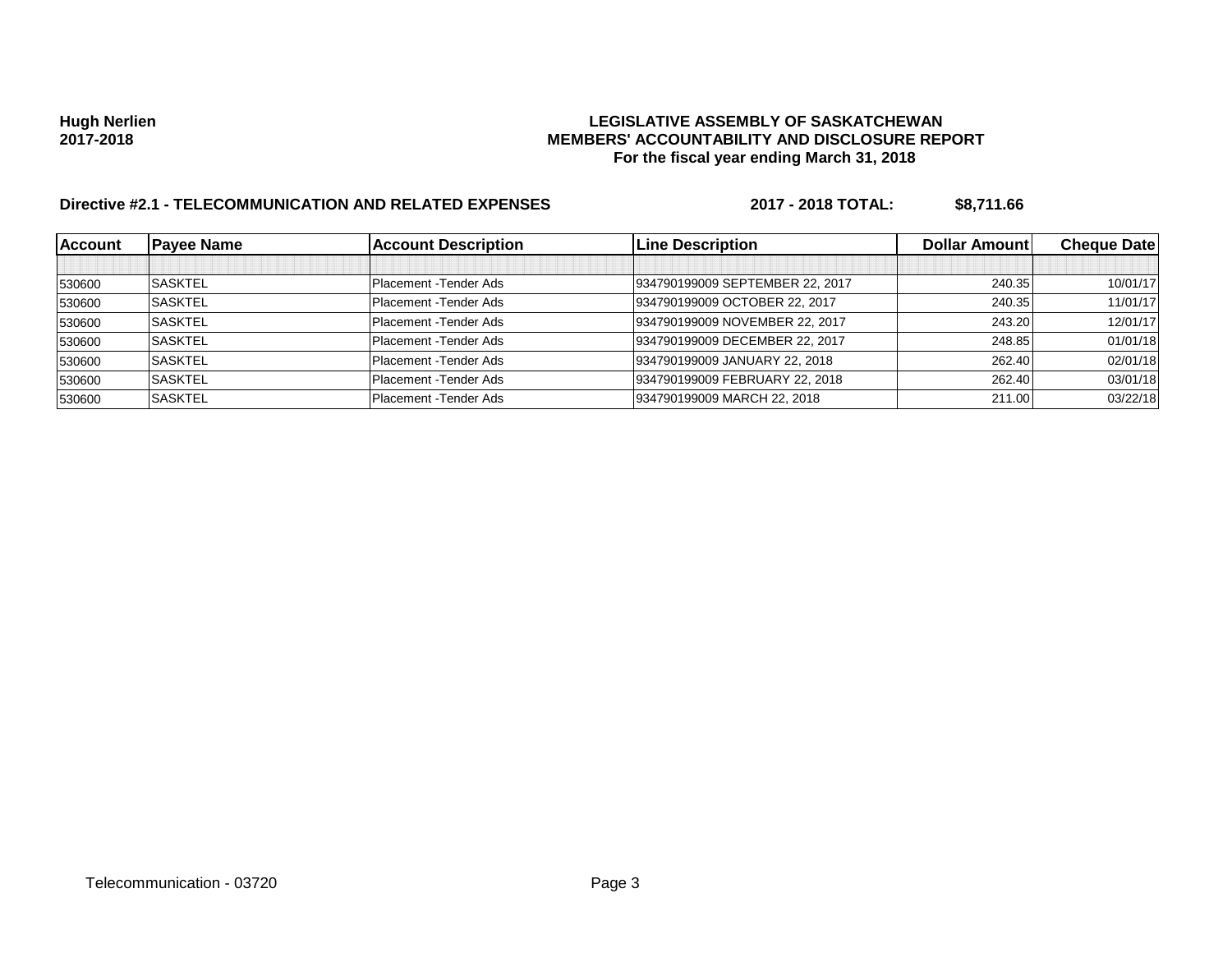**Hugh Nerlien**
**2017-2018**

**LEGISLATIVE ASSEMBLY OF SASKATCHEWAN**
**MEMBERS' ACCOUNTABILITY AND DISCLOSURE REPORT**
**For the fiscal year ending March 31, 2018**

**Directive #2.1 - TELECOMMUNICATION AND RELATED EXPENSES** **2017 - 2018 TOTAL: $8,711.66**

| Account | Payee Name | Account Description | Line Description | Dollar Amount | Cheque Date |
|---|---|---|---|---|---|
| | | | | | |
| 530600 | SASKTEL | Placement -Tender Ads | 934790199009 SEPTEMBER 22, 2017 | 240.35 | 10/01/17 |
| 530600 | SASKTEL | Placement -Tender Ads | 934790199009 OCTOBER 22, 2017 | 240.35 | 11/01/17 |
| 530600 | SASKTEL | Placement -Tender Ads | 934790199009 NOVEMBER 22, 2017 | 243.20 | 12/01/17 |
| 530600 | SASKTEL | Placement -Tender Ads | 934790199009 DECEMBER 22, 2017 | 248.85 | 01/01/18 |
| 530600 | SASKTEL | Placement -Tender Ads | 934790199009 JANUARY 22, 2018 | 262.40 | 02/01/18 |
| 530600 | SASKTEL | Placement -Tender Ads | 934790199009 FEBRUARY 22, 2018 | 262.40 | 03/01/18 |
| 530600 | SASKTEL | Placement -Tender Ads | 934790199009 MARCH 22, 2018 | 211.00 | 03/22/18 |

Telecommunication - 03720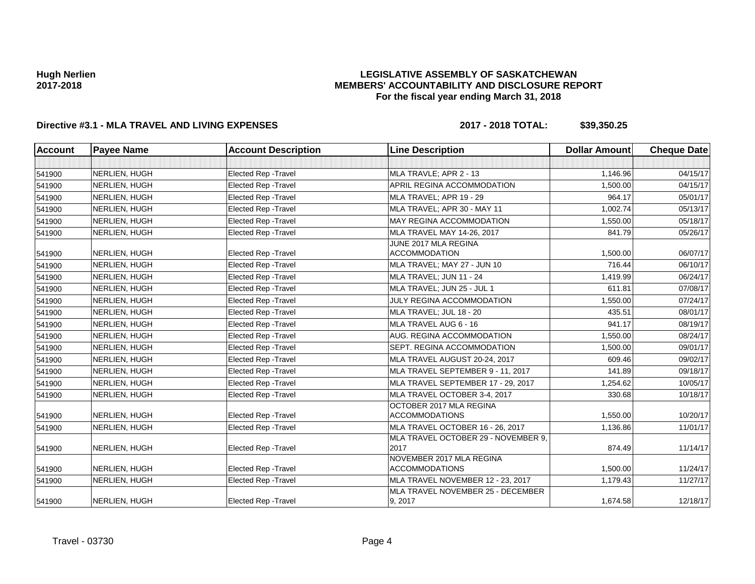**Hugh Nerlien**
**2017-2018**

**LEGISLATIVE ASSEMBLY OF SASKATCHEWAN**
**MEMBERS' ACCOUNTABILITY AND DISCLOSURE REPORT**
**For the fiscal year ending March 31, 2018**

**Directive #3.1 - MLA TRAVEL AND LIVING EXPENSES** **2017 - 2018 TOTAL: $39,350.25**

| Account | Payee Name | Account Description | Line Description | Dollar Amount | Cheque Date |
|---|---|---|---|---|---|
| | | | | | |
| 541900 | NERLIEN, HUGH | Elected Rep -Travel | MLA TRAVLE; APR 2 - 13 | 1,146.96 | 04/15/17 |
| 541900 | NERLIEN, HUGH | Elected Rep -Travel | APRIL REGINA ACCOMMODATION | 1,500.00 | 04/15/17 |
| 541900 | NERLIEN, HUGH | Elected Rep -Travel | MLA TRAVEL; APR 19 - 29 | 964.17 | 05/01/17 |
| 541900 | NERLIEN, HUGH | Elected Rep -Travel | MLA TRAVEL; APR 30 - MAY 11 | 1,002.74 | 05/13/17 |
| 541900 | NERLIEN, HUGH | Elected Rep -Travel | MAY REGINA ACCOMMODATION | 1,550.00 | 05/18/17 |
| 541900 | NERLIEN, HUGH | Elected Rep -Travel | MLA TRAVEL MAY 14-26, 2017 | 841.79 | 05/26/17 |
| 541900 | NERLIEN, HUGH | Elected Rep -Travel | JUNE 2017 MLA REGINA ACCOMMODATION | 1,500.00 | 06/07/17 |
| 541900 | NERLIEN, HUGH | Elected Rep -Travel | MLA TRAVEL; MAY 27 - JUN 10 | 716.44 | 06/10/17 |
| 541900 | NERLIEN, HUGH | Elected Rep -Travel | MLA TRAVEL; JUN 11 - 24 | 1,419.99 | 06/24/17 |
| 541900 | NERLIEN, HUGH | Elected Rep -Travel | MLA TRAVEL; JUN 25 - JUL 1 | 611.81 | 07/08/17 |
| 541900 | NERLIEN, HUGH | Elected Rep -Travel | JULY REGINA ACCOMMODATION | 1,550.00 | 07/24/17 |
| 541900 | NERLIEN, HUGH | Elected Rep -Travel | MLA TRAVEL; JUL 18 - 20 | 435.51 | 08/01/17 |
| 541900 | NERLIEN, HUGH | Elected Rep -Travel | MLA TRAVEL AUG 6 - 16 | 941.17 | 08/19/17 |
| 541900 | NERLIEN, HUGH | Elected Rep -Travel | AUG. REGINA ACCOMMODATION | 1,550.00 | 08/24/17 |
| 541900 | NERLIEN, HUGH | Elected Rep -Travel | SEPT. REGINA ACCOMMODATION | 1,500.00 | 09/01/17 |
| 541900 | NERLIEN, HUGH | Elected Rep -Travel | MLA TRAVEL AUGUST 20-24, 2017 | 609.46 | 09/02/17 |
| 541900 | NERLIEN, HUGH | Elected Rep -Travel | MLA TRAVEL SEPTEMBER 9 - 11, 2017 | 141.89 | 09/18/17 |
| 541900 | NERLIEN, HUGH | Elected Rep -Travel | MLA TRAVEL SEPTEMBER 17 - 29, 2017 | 1,254.62 | 10/05/17 |
| 541900 | NERLIEN, HUGH | Elected Rep -Travel | MLA TRAVEL OCTOBER 3-4, 2017 | 330.68 | 10/18/17 |
| 541900 | NERLIEN, HUGH | Elected Rep -Travel | OCTOBER 2017 MLA REGINA ACCOMMODATIONS | 1,550.00 | 10/20/17 |
| 541900 | NERLIEN, HUGH | Elected Rep -Travel | MLA TRAVEL OCTOBER 16 - 26, 2017 | 1,136.86 | 11/01/17 |
| 541900 | NERLIEN, HUGH | Elected Rep -Travel | MLA TRAVEL OCTOBER 29 - NOVEMBER 9, 2017 | 874.49 | 11/14/17 |
| 541900 | NERLIEN, HUGH | Elected Rep -Travel | NOVEMBER 2017 MLA REGINA ACCOMMODATIONS | 1,500.00 | 11/24/17 |
| 541900 | NERLIEN, HUGH | Elected Rep -Travel | MLA TRAVEL NOVEMBER 12 - 23, 2017 | 1,179.43 | 11/27/17 |
| 541900 | NERLIEN, HUGH | Elected Rep -Travel | MLA TRAVEL NOVEMBER 25 - DECEMBER 9, 2017 | 1,674.58 | 12/18/17 |

Travel - 03730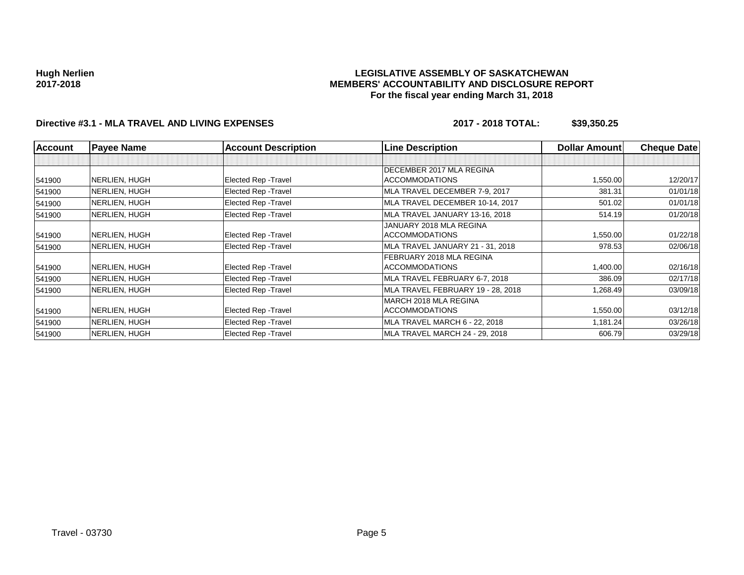**Hugh Nerlien**
**2017-2018**

**LEGISLATIVE ASSEMBLY OF SASKATCHEWAN**
**MEMBERS' ACCOUNTABILITY AND DISCLOSURE REPORT**
**For the fiscal year ending March 31, 2018**

**Directive #3.1 - MLA TRAVEL AND LIVING EXPENSES** **2017 - 2018 TOTAL: $39,350.25**

| Account | Payee Name | Account Description | Line Description | Dollar Amount | Cheque Date |
|---|---|---|---|---|---|
| | | | | | |
| 541900 | NERLIEN, HUGH | Elected Rep -Travel | DECEMBER 2017 MLA REGINA ACCOMMODATIONS | 1,550.00 | 12/20/17 |
| 541900 | NERLIEN, HUGH | Elected Rep -Travel | MLA TRAVEL DECEMBER 7-9, 2017 | 381.31 | 01/01/18 |
| 541900 | NERLIEN, HUGH | Elected Rep -Travel | MLA TRAVEL DECEMBER 10-14, 2017 | 501.02 | 01/01/18 |
| 541900 | NERLIEN, HUGH | Elected Rep -Travel | MLA TRAVEL JANUARY 13-16, 2018 | 514.19 | 01/20/18 |
| 541900 | NERLIEN, HUGH | Elected Rep -Travel | JANUARY 2018 MLA REGINA ACCOMMODATIONS | 1,550.00 | 01/22/18 |
| 541900 | NERLIEN, HUGH | Elected Rep -Travel | MLA TRAVEL JANUARY 21 - 31, 2018 | 978.53 | 02/06/18 |
| 541900 | NERLIEN, HUGH | Elected Rep -Travel | FEBRUARY 2018 MLA REGINA ACCOMMODATIONS | 1,400.00 | 02/16/18 |
| 541900 | NERLIEN, HUGH | Elected Rep -Travel | MLA TRAVEL FEBRUARY 6-7, 2018 | 386.09 | 02/17/18 |
| 541900 | NERLIEN, HUGH | Elected Rep -Travel | MLA TRAVEL FEBRUARY 19 - 28, 2018 | 1,268.49 | 03/09/18 |
| 541900 | NERLIEN, HUGH | Elected Rep -Travel | MARCH 2018 MLA REGINA ACCOMMODATIONS | 1,550.00 | 03/12/18 |
| 541900 | NERLIEN, HUGH | Elected Rep -Travel | MLA TRAVEL MARCH 6 - 22, 2018 | 1,181.24 | 03/26/18 |
| 541900 | NERLIEN, HUGH | Elected Rep -Travel | MLA TRAVEL MARCH 24 - 29, 2018 | 606.79 | 03/29/18 |

Travel - 03730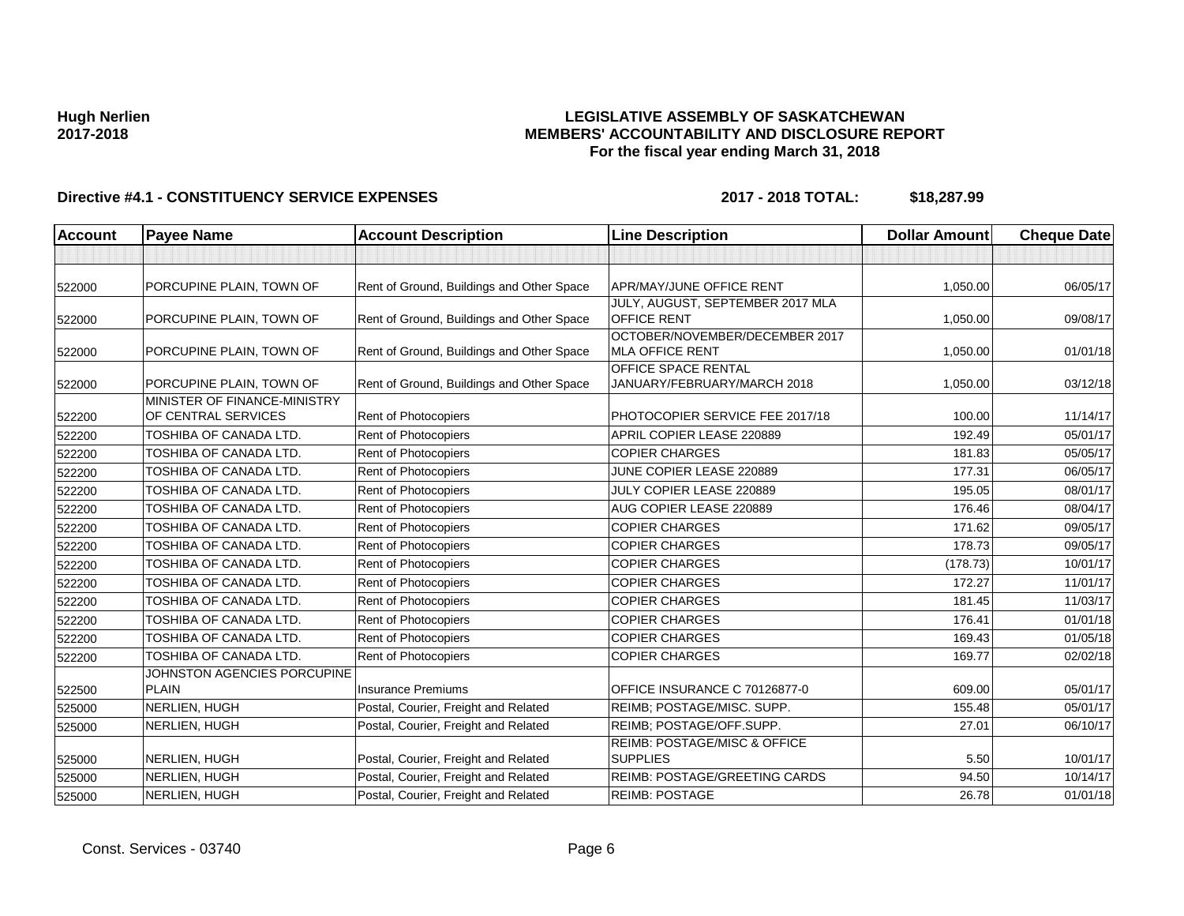**Hugh Nerlien**
**2017-2018**

**LEGISLATIVE ASSEMBLY OF SASKATCHEWAN**
**MEMBERS' ACCOUNTABILITY AND DISCLOSURE REPORT**
**For the fiscal year ending March 31, 2018**

**Directive #4.1 - CONSTITUENCY SERVICE EXPENSES** **2017 - 2018 TOTAL: $18,287.99**

| Account | Payee Name | Account Description | Line Description | Dollar Amount | Cheque Date |
|---|---|---|---|---|---|
| | | | | | |
| 522000 | PORCUPINE PLAIN, TOWN OF | Rent of Ground, Buildings and Other Space | APR/MAY/JUNE OFFICE RENT | 1,050.00 | 06/05/17 |
| 522000 | PORCUPINE PLAIN, TOWN OF | Rent of Ground, Buildings and Other Space | JULY, AUGUST, SEPTEMBER 2017 MLA OFFICE RENT | 1,050.00 | 09/08/17 |
| 522000 | PORCUPINE PLAIN, TOWN OF | Rent of Ground, Buildings and Other Space | OCTOBER/NOVEMBER/DECEMBER 2017 MLA OFFICE RENT | 1,050.00 | 01/01/18 |
| 522000 | PORCUPINE PLAIN, TOWN OF | Rent of Ground, Buildings and Other Space | OFFICE SPACE RENTAL JANUARY/FEBRUARY/MARCH 2018 | 1,050.00 | 03/12/18 |
| 522200 | MINISTER OF FINANCE-MINISTRY OF CENTRAL SERVICES | Rent of Photocopiers | PHOTOCOPIER SERVICE FEE 2017/18 | 100.00 | 11/14/17 |
| 522200 | TOSHIBA OF CANADA LTD. | Rent of Photocopiers | APRIL COPIER LEASE 220889 | 192.49 | 05/01/17 |
| 522200 | TOSHIBA OF CANADA LTD. | Rent of Photocopiers | COPIER CHARGES | 181.83 | 05/05/17 |
| 522200 | TOSHIBA OF CANADA LTD. | Rent of Photocopiers | JUNE COPIER LEASE 220889 | 177.31 | 06/05/17 |
| 522200 | TOSHIBA OF CANADA LTD. | Rent of Photocopiers | JULY COPIER LEASE 220889 | 195.05 | 08/01/17 |
| 522200 | TOSHIBA OF CANADA LTD. | Rent of Photocopiers | AUG COPIER LEASE 220889 | 176.46 | 08/04/17 |
| 522200 | TOSHIBA OF CANADA LTD. | Rent of Photocopiers | COPIER CHARGES | 171.62 | 09/05/17 |
| 522200 | TOSHIBA OF CANADA LTD. | Rent of Photocopiers | COPIER CHARGES | 178.73 | 09/05/17 |
| 522200 | TOSHIBA OF CANADA LTD. | Rent of Photocopiers | COPIER CHARGES | (178.73) | 10/01/17 |
| 522200 | TOSHIBA OF CANADA LTD. | Rent of Photocopiers | COPIER CHARGES | 172.27 | 11/01/17 |
| 522200 | TOSHIBA OF CANADA LTD. | Rent of Photocopiers | COPIER CHARGES | 181.45 | 11/03/17 |
| 522200 | TOSHIBA OF CANADA LTD. | Rent of Photocopiers | COPIER CHARGES | 176.41 | 01/01/18 |
| 522200 | TOSHIBA OF CANADA LTD. | Rent of Photocopiers | COPIER CHARGES | 169.43 | 01/05/18 |
| 522200 | TOSHIBA OF CANADA LTD. | Rent of Photocopiers | COPIER CHARGES | 169.77 | 02/02/18 |
| 522500 | JOHNSTON AGENCIES PORCUPINE PLAIN | Insurance Premiums | OFFICE INSURANCE C 70126877-0 | 609.00 | 05/01/17 |
| 525000 | NERLIEN, HUGH | Postal, Courier, Freight and Related | REIMB; POSTAGE/MISC. SUPP. | 155.48 | 05/01/17 |
| 525000 | NERLIEN, HUGH | Postal, Courier, Freight and Related | REIMB; POSTAGE/OFF.SUPP. | 27.01 | 06/10/17 |
| 525000 | NERLIEN, HUGH | Postal, Courier, Freight and Related | REIMB: POSTAGE/MISC & OFFICE SUPPLIES | 5.50 | 10/01/17 |
| 525000 | NERLIEN, HUGH | Postal, Courier, Freight and Related | REIMB: POSTAGE/GREETING CARDS | 94.50 | 10/14/17 |
| 525000 | NERLIEN, HUGH | Postal, Courier, Freight and Related | REIMB: POSTAGE | 26.78 | 01/01/18 |

Const. Services - 03740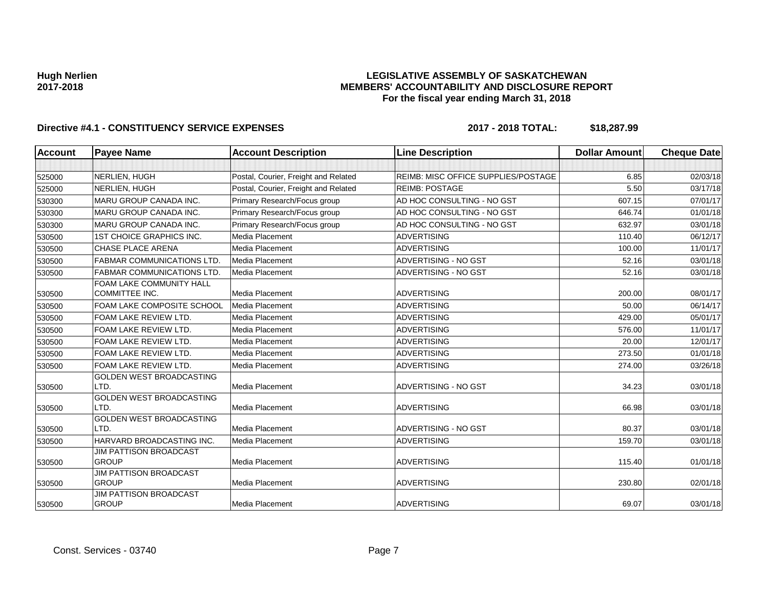**Hugh Nerlien**
**2017-2018**

**LEGISLATIVE ASSEMBLY OF SASKATCHEWAN**
**MEMBERS' ACCOUNTABILITY AND DISCLOSURE REPORT**
**For the fiscal year ending March 31, 2018**

**Directive #4.1 - CONSTITUENCY SERVICE EXPENSES** **2017 - 2018 TOTAL: $18,287.99**

| Account | Payee Name | Account Description | Line Description | Dollar Amount | Cheque Date |
|---|---|---|---|---|---|
| | | | | | |
| 525000 | NERLIEN, HUGH | Postal, Courier, Freight and Related | REIMB: MISC OFFICE SUPPLIES/POSTAGE | 6.85 | 02/03/18 |
| 525000 | NERLIEN, HUGH | Postal, Courier, Freight and Related | REIMB: POSTAGE | 5.50 | 03/17/18 |
| 530300 | MARU GROUP CANADA INC. | Primary Research/Focus group | AD HOC CONSULTING - NO GST | 607.15 | 07/01/17 |
| 530300 | MARU GROUP CANADA INC. | Primary Research/Focus group | AD HOC CONSULTING - NO GST | 646.74 | 01/01/18 |
| 530300 | MARU GROUP CANADA INC. | Primary Research/Focus group | AD HOC CONSULTING - NO GST | 632.97 | 03/01/18 |
| 530500 | 1ST CHOICE GRAPHICS INC. | Media Placement | ADVERTISING | 110.40 | 06/12/17 |
| 530500 | CHASE PLACE ARENA | Media Placement | ADVERTISING | 100.00 | 11/01/17 |
| 530500 | FABMAR COMMUNICATIONS LTD. | Media Placement | ADVERTISING - NO GST | 52.16 | 03/01/18 |
| 530500 | FABMAR COMMUNICATIONS LTD. | Media Placement | ADVERTISING - NO GST | 52.16 | 03/01/18 |
| 530500 | FOAM LAKE COMMUNITY HALL COMMITTEE INC. | Media Placement | ADVERTISING | 200.00 | 08/01/17 |
| 530500 | FOAM LAKE COMPOSITE SCHOOL | Media Placement | ADVERTISING | 50.00 | 06/14/17 |
| 530500 | FOAM LAKE REVIEW LTD. | Media Placement | ADVERTISING | 429.00 | 05/01/17 |
| 530500 | FOAM LAKE REVIEW LTD. | Media Placement | ADVERTISING | 576.00 | 11/01/17 |
| 530500 | FOAM LAKE REVIEW LTD. | Media Placement | ADVERTISING | 20.00 | 12/01/17 |
| 530500 | FOAM LAKE REVIEW LTD. | Media Placement | ADVERTISING | 273.50 | 01/01/18 |
| 530500 | FOAM LAKE REVIEW LTD. | Media Placement | ADVERTISING | 274.00 | 03/26/18 |
| 530500 | GOLDEN WEST BROADCASTING LTD. | Media Placement | ADVERTISING - NO GST | 34.23 | 03/01/18 |
| 530500 | GOLDEN WEST BROADCASTING LTD. | Media Placement | ADVERTISING | 66.98 | 03/01/18 |
| 530500 | GOLDEN WEST BROADCASTING LTD. | Media Placement | ADVERTISING - NO GST | 80.37 | 03/01/18 |
| 530500 | HARVARD BROADCASTING INC. | Media Placement | ADVERTISING | 159.70 | 03/01/18 |
| 530500 | JIM PATTISON BROADCAST GROUP | Media Placement | ADVERTISING | 115.40 | 01/01/18 |
| 530500 | JIM PATTISON BROADCAST GROUP | Media Placement | ADVERTISING | 230.80 | 02/01/18 |
| 530500 | JIM PATTISON BROADCAST GROUP | Media Placement | ADVERTISING | 69.07 | 03/01/18 |

Const. Services - 03740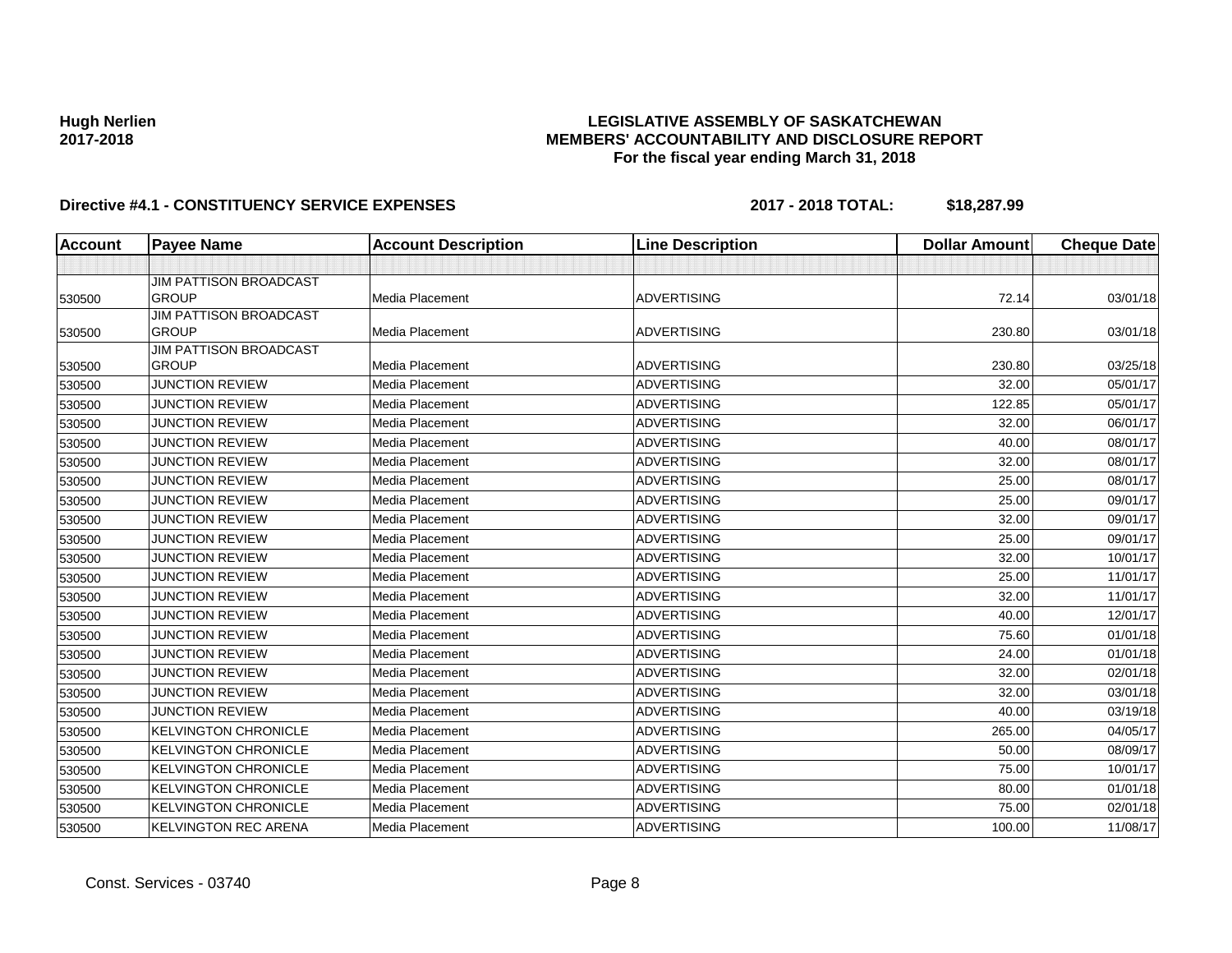**Hugh Nerlien**
**2017-2018**

**LEGISLATIVE ASSEMBLY OF SASKATCHEWAN**
**MEMBERS' ACCOUNTABILITY AND DISCLOSURE REPORT**
**For the fiscal year ending March 31, 2018**

**Directive #4.1 - CONSTITUENCY SERVICE EXPENSES** **2017 - 2018 TOTAL: $18,287.99**

| Account | Payee Name | Account Description | Line Description | Dollar Amount | Cheque Date |
|---|---|---|---|---|---|
| | | | | | |
| 530500 | JIM PATTISON BROADCAST GROUP | Media Placement | ADVERTISING | 72.14 | 03/01/18 |
| 530500 | JIM PATTISON BROADCAST GROUP | Media Placement | ADVERTISING | 230.80 | 03/01/18 |
| 530500 | JIM PATTISON BROADCAST GROUP | Media Placement | ADVERTISING | 230.80 | 03/25/18 |
| 530500 | JUNCTION REVIEW | Media Placement | ADVERTISING | 32.00 | 05/01/17 |
| 530500 | JUNCTION REVIEW | Media Placement | ADVERTISING | 122.85 | 05/01/17 |
| 530500 | JUNCTION REVIEW | Media Placement | ADVERTISING | 32.00 | 06/01/17 |
| 530500 | JUNCTION REVIEW | Media Placement | ADVERTISING | 40.00 | 08/01/17 |
| 530500 | JUNCTION REVIEW | Media Placement | ADVERTISING | 32.00 | 08/01/17 |
| 530500 | JUNCTION REVIEW | Media Placement | ADVERTISING | 25.00 | 08/01/17 |
| 530500 | JUNCTION REVIEW | Media Placement | ADVERTISING | 25.00 | 09/01/17 |
| 530500 | JUNCTION REVIEW | Media Placement | ADVERTISING | 32.00 | 09/01/17 |
| 530500 | JUNCTION REVIEW | Media Placement | ADVERTISING | 25.00 | 09/01/17 |
| 530500 | JUNCTION REVIEW | Media Placement | ADVERTISING | 32.00 | 10/01/17 |
| 530500 | JUNCTION REVIEW | Media Placement | ADVERTISING | 25.00 | 11/01/17 |
| 530500 | JUNCTION REVIEW | Media Placement | ADVERTISING | 32.00 | 11/01/17 |
| 530500 | JUNCTION REVIEW | Media Placement | ADVERTISING | 40.00 | 12/01/17 |
| 530500 | JUNCTION REVIEW | Media Placement | ADVERTISING | 75.60 | 01/01/18 |
| 530500 | JUNCTION REVIEW | Media Placement | ADVERTISING | 24.00 | 01/01/18 |
| 530500 | JUNCTION REVIEW | Media Placement | ADVERTISING | 32.00 | 02/01/18 |
| 530500 | JUNCTION REVIEW | Media Placement | ADVERTISING | 32.00 | 03/01/18 |
| 530500 | JUNCTION REVIEW | Media Placement | ADVERTISING | 40.00 | 03/19/18 |
| 530500 | KELVINGTON CHRONICLE | Media Placement | ADVERTISING | 265.00 | 04/05/17 |
| 530500 | KELVINGTON CHRONICLE | Media Placement | ADVERTISING | 50.00 | 08/09/17 |
| 530500 | KELVINGTON CHRONICLE | Media Placement | ADVERTISING | 75.00 | 10/01/17 |
| 530500 | KELVINGTON CHRONICLE | Media Placement | ADVERTISING | 80.00 | 01/01/18 |
| 530500 | KELVINGTON CHRONICLE | Media Placement | ADVERTISING | 75.00 | 02/01/18 |
| 530500 | KELVINGTON REC ARENA | Media Placement | ADVERTISING | 100.00 | 11/08/17 |

Const. Services - 03740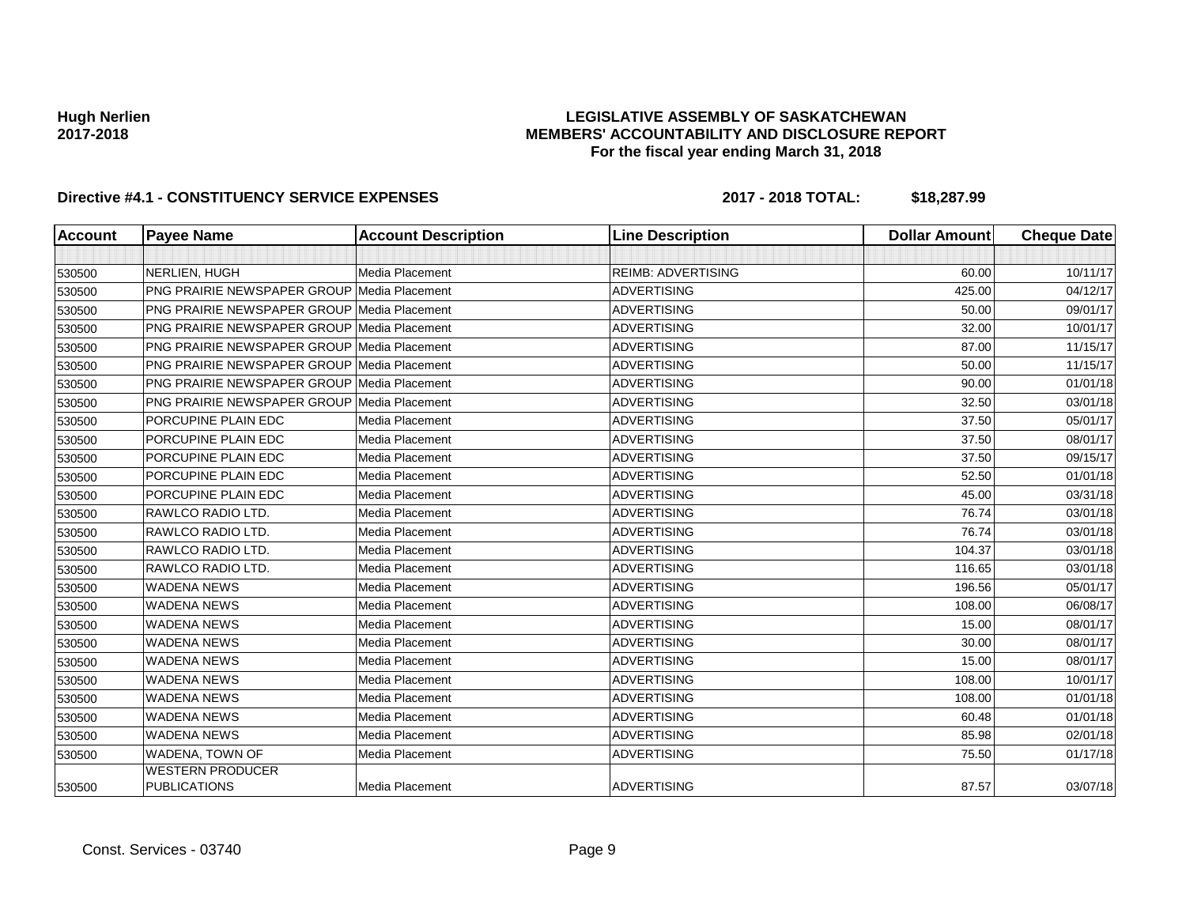**Hugh Nerlien**
**2017-2018**

**LEGISLATIVE ASSEMBLY OF SASKATCHEWAN**
**MEMBERS' ACCOUNTABILITY AND DISCLOSURE REPORT**
**For the fiscal year ending March 31, 2018**

**Directive #4.1 - CONSTITUENCY SERVICE EXPENSES** **2017 - 2018 TOTAL: $18,287.99**

| Account | Payee Name | Account Description | Line Description | Dollar Amount | Cheque Date |
|---|---|---|---|---|---|
| | | | | | |
| 530500 | NERLIEN, HUGH | Media Placement | REIMB: ADVERTISING | 60.00 | 10/11/17 |
| 530500 | PNG PRAIRIE NEWSPAPER GROUP | Media Placement | ADVERTISING | 425.00 | 04/12/17 |
| 530500 | PNG PRAIRIE NEWSPAPER GROUP | Media Placement | ADVERTISING | 50.00 | 09/01/17 |
| 530500 | PNG PRAIRIE NEWSPAPER GROUP | Media Placement | ADVERTISING | 32.00 | 10/01/17 |
| 530500 | PNG PRAIRIE NEWSPAPER GROUP | Media Placement | ADVERTISING | 87.00 | 11/15/17 |
| 530500 | PNG PRAIRIE NEWSPAPER GROUP | Media Placement | ADVERTISING | 50.00 | 11/15/17 |
| 530500 | PNG PRAIRIE NEWSPAPER GROUP | Media Placement | ADVERTISING | 90.00 | 01/01/18 |
| 530500 | PNG PRAIRIE NEWSPAPER GROUP | Media Placement | ADVERTISING | 32.50 | 03/01/18 |
| 530500 | PORCUPINE PLAIN EDC | Media Placement | ADVERTISING | 37.50 | 05/01/17 |
| 530500 | PORCUPINE PLAIN EDC | Media Placement | ADVERTISING | 37.50 | 08/01/17 |
| 530500 | PORCUPINE PLAIN EDC | Media Placement | ADVERTISING | 37.50 | 09/15/17 |
| 530500 | PORCUPINE PLAIN EDC | Media Placement | ADVERTISING | 52.50 | 01/01/18 |
| 530500 | PORCUPINE PLAIN EDC | Media Placement | ADVERTISING | 45.00 | 03/31/18 |
| 530500 | RAWLCO RADIO LTD. | Media Placement | ADVERTISING | 76.74 | 03/01/18 |
| 530500 | RAWLCO RADIO LTD. | Media Placement | ADVERTISING | 76.74 | 03/01/18 |
| 530500 | RAWLCO RADIO LTD. | Media Placement | ADVERTISING | 104.37 | 03/01/18 |
| 530500 | RAWLCO RADIO LTD. | Media Placement | ADVERTISING | 116.65 | 03/01/18 |
| 530500 | WADENA NEWS | Media Placement | ADVERTISING | 196.56 | 05/01/17 |
| 530500 | WADENA NEWS | Media Placement | ADVERTISING | 108.00 | 06/08/17 |
| 530500 | WADENA NEWS | Media Placement | ADVERTISING | 15.00 | 08/01/17 |
| 530500 | WADENA NEWS | Media Placement | ADVERTISING | 30.00 | 08/01/17 |
| 530500 | WADENA NEWS | Media Placement | ADVERTISING | 15.00 | 08/01/17 |
| 530500 | WADENA NEWS | Media Placement | ADVERTISING | 108.00 | 10/01/17 |
| 530500 | WADENA NEWS | Media Placement | ADVERTISING | 108.00 | 01/01/18 |
| 530500 | WADENA NEWS | Media Placement | ADVERTISING | 60.48 | 01/01/18 |
| 530500 | WADENA NEWS | Media Placement | ADVERTISING | 85.98 | 02/01/18 |
| 530500 | WADENA, TOWN OF | Media Placement | ADVERTISING | 75.50 | 01/17/18 |
| 530500 | WESTERN PRODUCER PUBLICATIONS | Media Placement | ADVERTISING | 87.57 | 03/07/18 |

Const. Services - 03740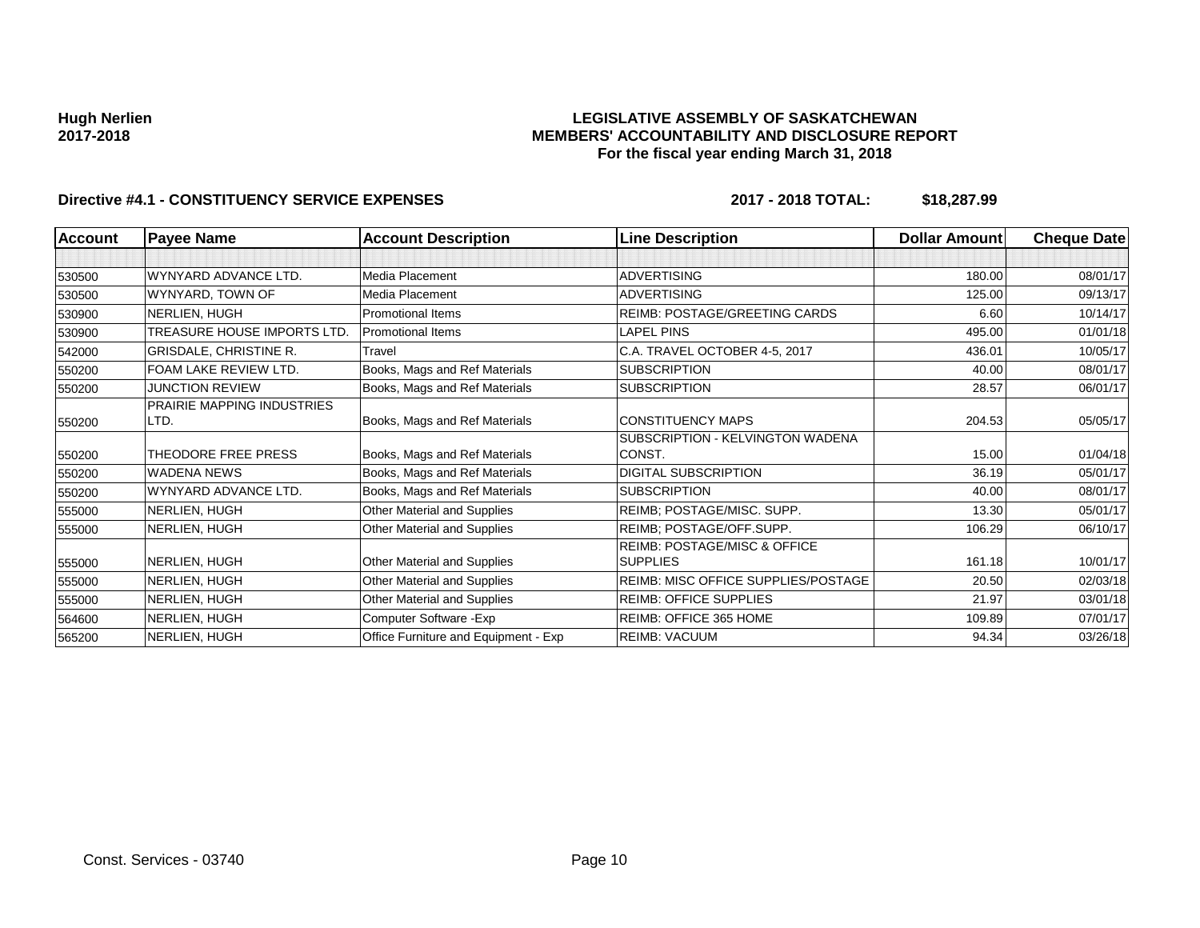**Hugh Nerlien**
**2017-2018**

**LEGISLATIVE ASSEMBLY OF SASKATCHEWAN**
**MEMBERS' ACCOUNTABILITY AND DISCLOSURE REPORT**
**For the fiscal year ending March 31, 2018**

**Directive #4.1 - CONSTITUENCY SERVICE EXPENSES** **2017 - 2018 TOTAL: $18,287.99**

| Account | Payee Name | Account Description | Line Description | Dollar Amount | Cheque Date |
|---|---|---|---|---|---|
| | | | | | |
| 530500 | WYNYARD ADVANCE LTD. | Media Placement | ADVERTISING | 180.00 | 08/01/17 |
| 530500 | WYNYARD, TOWN OF | Media Placement | ADVERTISING | 125.00 | 09/13/17 |
| 530900 | NERLIEN, HUGH | Promotional Items | REIMB: POSTAGE/GREETING CARDS | 6.60 | 10/14/17 |
| 530900 | TREASURE HOUSE IMPORTS LTD. | Promotional Items | LAPEL PINS | 495.00 | 01/01/18 |
| 542000 | GRISDALE, CHRISTINE R. | Travel | C.A. TRAVEL OCTOBER 4-5, 2017 | 436.01 | 10/05/17 |
| 550200 | FOAM LAKE REVIEW LTD. | Books, Mags and Ref Materials | SUBSCRIPTION | 40.00 | 08/01/17 |
| 550200 | JUNCTION REVIEW | Books, Mags and Ref Materials | SUBSCRIPTION | 28.57 | 06/01/17 |
| 550200 | PRAIRIE MAPPING INDUSTRIES LTD. | Books, Mags and Ref Materials | CONSTITUENCY MAPS | 204.53 | 05/05/17 |
| 550200 | THEODORE FREE PRESS | Books, Mags and Ref Materials | SUBSCRIPTION - KELVINGTON WADENA CONST. | 15.00 | 01/04/18 |
| 550200 | WADENA NEWS | Books, Mags and Ref Materials | DIGITAL SUBSCRIPTION | 36.19 | 05/01/17 |
| 550200 | WYNYARD ADVANCE LTD. | Books, Mags and Ref Materials | SUBSCRIPTION | 40.00 | 08/01/17 |
| 555000 | NERLIEN, HUGH | Other Material and Supplies | REIMB; POSTAGE/MISC. SUPP. | 13.30 | 05/01/17 |
| 555000 | NERLIEN, HUGH | Other Material and Supplies | REIMB; POSTAGE/OFF.SUPP. | 106.29 | 06/10/17 |
| 555000 | NERLIEN, HUGH | Other Material and Supplies | REIMB: POSTAGE/MISC & OFFICE SUPPLIES | 161.18 | 10/01/17 |
| 555000 | NERLIEN, HUGH | Other Material and Supplies | REIMB: MISC OFFICE SUPPLIES/POSTAGE | 20.50 | 02/03/18 |
| 555000 | NERLIEN, HUGH | Other Material and Supplies | REIMB: OFFICE SUPPLIES | 21.97 | 03/01/18 |
| 564600 | NERLIEN, HUGH | Computer Software -Exp | REIMB: OFFICE 365 HOME | 109.89 | 07/01/17 |
| 565200 | NERLIEN, HUGH | Office Furniture and Equipment - Exp | REIMB: VACUUM | 94.34 | 03/26/18 |

Const. Services - 03740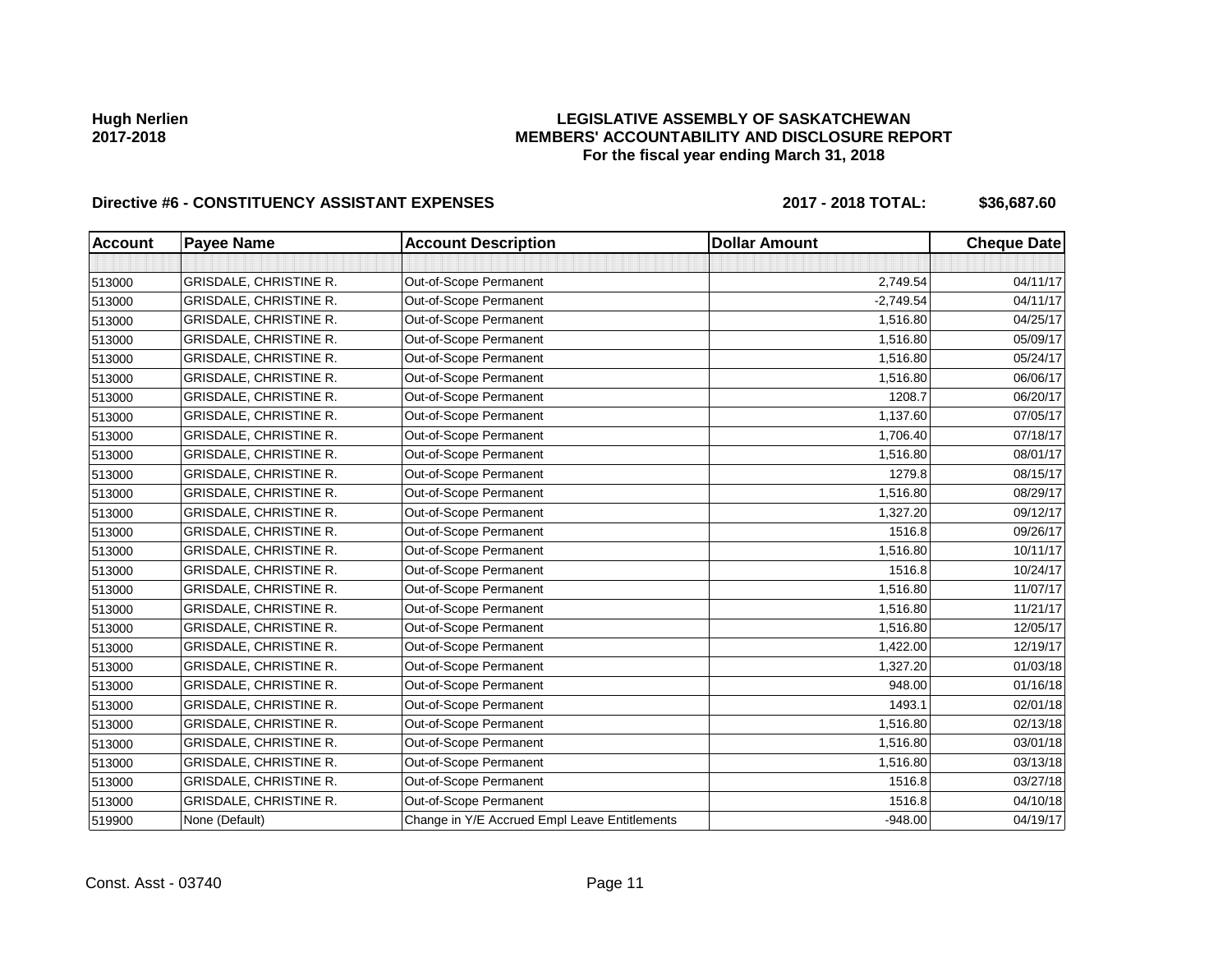**Hugh Nerlien**
**2017-2018**

# LEGISLATIVE ASSEMBLY OF SASKATCHEWAN
## MEMBERS' ACCOUNTABILITY AND DISCLOSURE REPORT
### For the fiscal year ending March 31, 2018

**Directive #6 - CONSTITUENCY ASSISTANT EXPENSES** **2017 - 2018 TOTAL: $36,687.60**

| Account | Payee Name | Account Description | Dollar Amount | Cheque Date |
|---|---|---|---|---|
| | | | | |
| 513000 | GRISDALE, CHRISTINE R. | Out-of-Scope Permanent | 2,749.54 | 04/11/17 |
| 513000 | GRISDALE, CHRISTINE R. | Out-of-Scope Permanent | -2,749.54 | 04/11/17 |
| 513000 | GRISDALE, CHRISTINE R. | Out-of-Scope Permanent | 1,516.80 | 04/25/17 |
| 513000 | GRISDALE, CHRISTINE R. | Out-of-Scope Permanent | 1,516.80 | 05/09/17 |
| 513000 | GRISDALE, CHRISTINE R. | Out-of-Scope Permanent | 1,516.80 | 05/24/17 |
| 513000 | GRISDALE, CHRISTINE R. | Out-of-Scope Permanent | 1,516.80 | 06/06/17 |
| 513000 | GRISDALE, CHRISTINE R. | Out-of-Scope Permanent | 1208.7 | 06/20/17 |
| 513000 | GRISDALE, CHRISTINE R. | Out-of-Scope Permanent | 1,137.60 | 07/05/17 |
| 513000 | GRISDALE, CHRISTINE R. | Out-of-Scope Permanent | 1,706.40 | 07/18/17 |
| 513000 | GRISDALE, CHRISTINE R. | Out-of-Scope Permanent | 1,516.80 | 08/01/17 |
| 513000 | GRISDALE, CHRISTINE R. | Out-of-Scope Permanent | 1279.8 | 08/15/17 |
| 513000 | GRISDALE, CHRISTINE R. | Out-of-Scope Permanent | 1,516.80 | 08/29/17 |
| 513000 | GRISDALE, CHRISTINE R. | Out-of-Scope Permanent | 1,327.20 | 09/12/17 |
| 513000 | GRISDALE, CHRISTINE R. | Out-of-Scope Permanent | 1516.8 | 09/26/17 |
| 513000 | GRISDALE, CHRISTINE R. | Out-of-Scope Permanent | 1,516.80 | 10/11/17 |
| 513000 | GRISDALE, CHRISTINE R. | Out-of-Scope Permanent | 1516.8 | 10/24/17 |
| 513000 | GRISDALE, CHRISTINE R. | Out-of-Scope Permanent | 1,516.80 | 11/07/17 |
| 513000 | GRISDALE, CHRISTINE R. | Out-of-Scope Permanent | 1,516.80 | 11/21/17 |
| 513000 | GRISDALE, CHRISTINE R. | Out-of-Scope Permanent | 1,516.80 | 12/05/17 |
| 513000 | GRISDALE, CHRISTINE R. | Out-of-Scope Permanent | 1,422.00 | 12/19/17 |
| 513000 | GRISDALE, CHRISTINE R. | Out-of-Scope Permanent | 1,327.20 | 01/03/18 |
| 513000 | GRISDALE, CHRISTINE R. | Out-of-Scope Permanent | 948.00 | 01/16/18 |
| 513000 | GRISDALE, CHRISTINE R. | Out-of-Scope Permanent | 1493.1 | 02/01/18 |
| 513000 | GRISDALE, CHRISTINE R. | Out-of-Scope Permanent | 1,516.80 | 02/13/18 |
| 513000 | GRISDALE, CHRISTINE R. | Out-of-Scope Permanent | 1,516.80 | 03/01/18 |
| 513000 | GRISDALE, CHRISTINE R. | Out-of-Scope Permanent | 1,516.80 | 03/13/18 |
| 513000 | GRISDALE, CHRISTINE R. | Out-of-Scope Permanent | 1516.8 | 03/27/18 |
| 513000 | GRISDALE, CHRISTINE R. | Out-of-Scope Permanent | 1516.8 | 04/10/18 |
| 519900 | None (Default) | Change in Y/E Accrued Empl Leave Entitlements | -948.00 | 04/19/17 |

Const. Asst - 03740